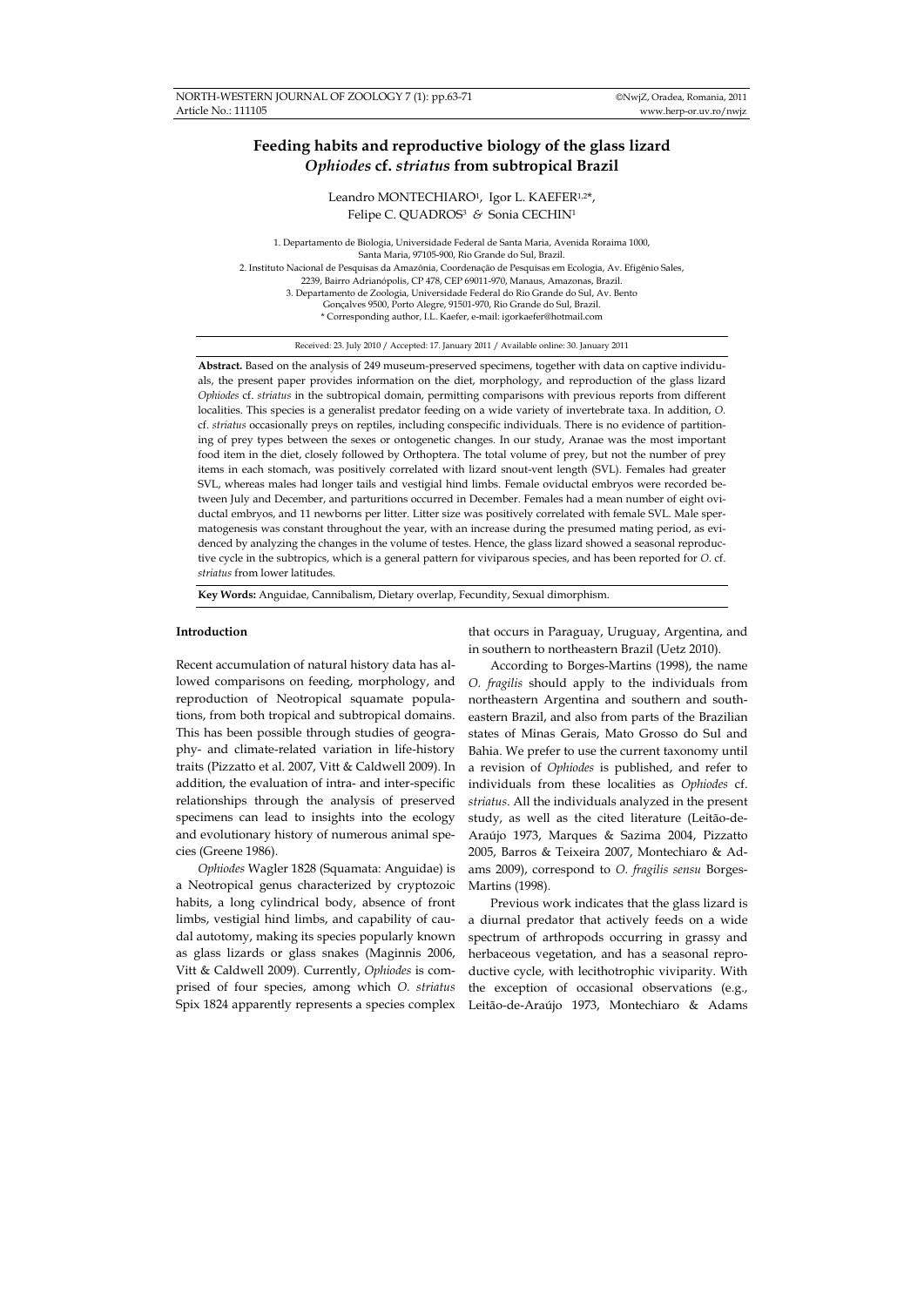# Feeding habits and reproductive biology of the glass lizard *Ophiodes* cf. *striatus* from subtropical Brazil

Leandro MONTECHIARO[1], Igor L. KAEFER[1,2]*, Felipe C. QUADROS[3] & Sonia CECHIN[1]

1. Departamento de Biologia, Universidade Federal de Santa Maria, Avenida Roraima 1000, Santa Maria, 97105-900, Rio Grande do Sul, Brazil.
2. Instituto Nacional de Pesquisas da Amazônia, Coordenação de Pesquisas em Ecologia, Av. Efigênio Sales, 2239, Bairro Adrianópolis, CP 478, CEP 69011-970, Manaus, Amazonas, Brazil.
3. Departamento de Zoologia, Universidade Federal do Rio Grande do Sul, Av. Bento Gonçalves 9500, Porto Alegre, 91501-970, Rio Grande do Sul, Brazil.
\* Corresponding author, I.L. Kaefer, e-mail: igorkaefer@hotmail.com

Received: 23. July 2010 / Accepted: 17. January 2011 / Available online: 30. January 2011

**Abstract.** Based on the analysis of 249 museum-preserved specimens, together with data on captive individuals, the present paper provides information on the diet, morphology, and reproduction of the glass lizard *Ophiodes* cf. *striatus* in the subtropical domain, permitting comparisons with previous reports from different localities. This species is a generalist predator feeding on a wide variety of invertebrate taxa. In addition, *O.* cf. *striatus* occasionally preys on reptiles, including conspecific individuals. There is no evidence of partitioning of prey types between the sexes or ontogenetic changes. In our study, Aranae was the most important food item in the diet, closely followed by Orthoptera. The total volume of prey, but not the number of prey items in each stomach, was positively correlated with lizard snout-vent length (SVL). Females had greater SVL, whereas males had longer tails and vestigial hind limbs. Female oviductal embryos were recorded between July and December, and parturitions occurred in December. Females had a mean number of eight oviductal embryos, and 11 newborns per litter. Litter size was positively correlated with female SVL. Male spermatogenesis was constant throughout the year, with an increase during the presumed mating period, as evidenced by analyzing the changes in the volume of testes. Hence, the glass lizard showed a seasonal reproductive cycle in the subtropics, which is a general pattern for viviparous species, and has been reported for *O.* cf. *striatus* from lower latitudes.

**Key Words:** Anguidae, Cannibalism, Dietary overlap, Fecundity, Sexual dimorphism.

## Introduction

Recent accumulation of natural history data has allowed comparisons on feeding, morphology, and reproduction of Neotropical squamate populations, from both tropical and subtropical domains. This has been possible through studies of geography- and climate-related variation in life-history traits (Pizzatto et al. 2007, Vitt & Caldwell 2009). In addition, the evaluation of intra- and inter-specific relationships through the analysis of preserved specimens can lead to insights into the ecology and evolutionary history of numerous animal species (Greene 1986).

*Ophiodes* Wagler 1828 (Squamata: Anguidae) is a Neotropical genus characterized by cryptozoic habits, a long cylindrical body, absence of front limbs, vestigial hind limbs, and capability of caudal autotomy, making its species popularly known as glass lizards or glass snakes (Maginnis 2006, Vitt & Caldwell 2009). Currently, *Ophiodes* is comprised of four species, among which *O. striatus* Spix 1824 apparently represents a species complex that occurs in Paraguay, Uruguay, Argentina, and in southern to northeastern Brazil (Uetz 2010).

According to Borges-Martins (1998), the name *O. fragilis* should apply to the individuals from northeastern Argentina and southern and southeastern Brazil, and also from parts of the Brazilian states of Minas Gerais, Mato Grosso do Sul and Bahia. We prefer to use the current taxonomy until a revision of *Ophiodes* is published, and refer to individuals from these localities as *Ophiodes* cf. *striatus*. All the individuals analyzed in the present study, as well as the cited literature (Leitão-de-Araújo 1973, Marques & Sazima 2004, Pizzatto 2005, Barros & Teixeira 2007, Montechiaro & Adams 2009), correspond to *O. fragilis sensu* Borges-Martins (1998).

Previous work indicates that the glass lizard is a diurnal predator that actively feeds on a wide spectrum of arthropods occurring in grassy and herbaceous vegetation, and has a seasonal reproductive cycle, with lecithotrophic viviparity. With the exception of occasional observations (e.g., Leitão-de-Araújo 1973, Montechiaro & Adams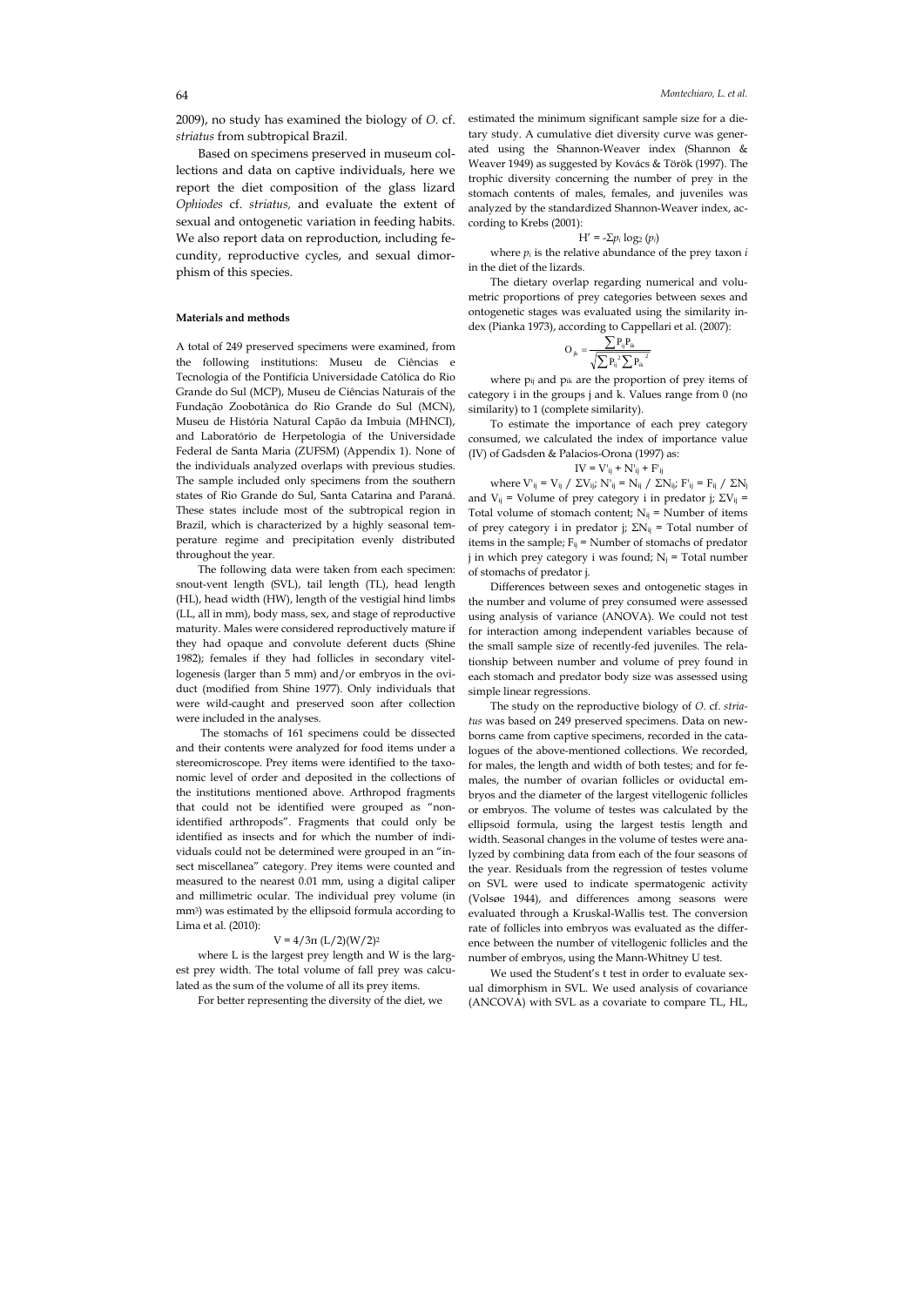2009), no study has examined the biology of *O.* cf. *striatus* from subtropical Brazil.

Based on specimens preserved in museum collections and data on captive individuals, here we report the diet composition of the glass lizard *Ophiodes* cf. *striatus,* and evaluate the extent of sexual and ontogenetic variation in feeding habits. We also report data on reproduction, including fecundity, reproductive cycles, and sexual dimorphism of this species.

#### Materials and methods

A total of 249 preserved specimens were examined, from the following institutions: Museu de Ciências e Tecnologia of the Pontifícia Universidade Católica do Rio Grande do Sul (MCP), Museu de Ciências Naturais of the Fundação Zoobotânica do Rio Grande do Sul (MCN), Museu de História Natural Capão da Imbuia (MHNCI), and Laboratório de Herpetologia of the Universidade Federal de Santa Maria (ZUFSM) (Appendix 1). None of the individuals analyzed overlaps with previous studies. The sample included only specimens from the southern states of Rio Grande do Sul, Santa Catarina and Paraná. These states include most of the subtropical region in Brazil, which is characterized by a highly seasonal temperature regime and precipitation evenly distributed throughout the year.

The following data were taken from each specimen: snout-vent length (SVL), tail length (TL), head length (HL), head width (HW), length of the vestigial hind limbs (LL, all in mm), body mass, sex, and stage of reproductive maturity. Males were considered reproductively mature if they had opaque and convolute deferent ducts (Shine 1982); females if they had follicles in secondary vitellogenesis (larger than 5 mm) and/or embryos in the oviduct (modified from Shine 1977). Only individuals that were wild-caught and preserved soon after collection were included in the analyses.

The stomachs of 161 specimens could be dissected and their contents were analyzed for food items under a stereomicroscope. Prey items were identified to the taxonomic level of order and deposited in the collections of the institutions mentioned above. Arthropod fragments that could not be identified were grouped as "non-identified arthropods". Fragments that could only be identified as insects and for which the number of individuals could not be determined were grouped in an "insect miscellanea" category. Prey items were counted and measured to the nearest 0.01 mm, using a digital caliper and millimetric ocular. The individual prey volume (in mm³) was estimated by the ellipsoid formula according to Lima et al. (2010):

$$V = 4/3\pi\,(L/2)(W/2)^2$$

where L is the largest prey length and W is the largest prey width. The total volume of fall prey was calculated as the sum of the volume of all its prey items.

For better representing the diversity of the diet, we estimated the minimum significant sample size for a dietary study. A cumulative diet diversity curve was generated using the Shannon-Weaver index (Shannon & Weaver 1949) as suggested by Kovács & Török (1997). The trophic diversity concerning the number of prey in the stomach contents of males, females, and juveniles was analyzed by the standardized Shannon-Weaver index, according to Krebs (2001):

$$H' = -\Sigma p_i \log_2 (p_i)$$

where $p_i$ is the relative abundance of the prey taxon *i* in the diet of the lizards.

The dietary overlap regarding numerical and volumetric proportions of prey categories between sexes and ontogenetic stages was evaluated using the similarity index (Pianka 1973), according to Cappellari et al. (2007):

$$O_{jk} = \frac{\sum P_{ij} P_{ik}}{\sqrt{\sum P_{ij}^2 \sum P_{ik}^2}}$$

where $p_{ij}$ and $p_{ik}$ are the proportion of prey items of category i in the groups j and k. Values range from 0 (no similarity) to 1 (complete similarity).

To estimate the importance of each prey category consumed, we calculated the index of importance value (IV) of Gadsden & Palacios-Orona (1997) as:

$$IV = V'_{ij} + N'_{ij} + F'_{ij}$$

where $V'_{ij} = V_{ij} / \Sigma V_{ij}$; $N'_{ij} = N_{ij} / \Sigma N_{ij}$; $F'_{ij} = F_{ij} / \Sigma N_j$ and $V_{ij}$ = Volume of prey category i in predator j; $\Sigma V_{ij}$ = Total volume of stomach content; $N_{ij}$ = Number of items of prey category i in predator j; $\Sigma N_{ij}$ = Total number of items in the sample; $F_{ij}$ = Number of stomachs of predator j in which prey category i was found; $N_j$ = Total number of stomachs of predator j.

Differences between sexes and ontogenetic stages in the number and volume of prey consumed were assessed using analysis of variance (ANOVA). We could not test for interaction among independent variables because of the small sample size of recently-fed juveniles. The relationship between number and volume of prey found in each stomach and predator body size was assessed using simple linear regressions.

The study on the reproductive biology of *O.* cf. *striatus* was based on 249 preserved specimens. Data on newborns came from captive specimens, recorded in the catalogues of the above-mentioned collections. We recorded, for males, the length and width of both testes; and for females, the number of ovarian follicles or oviductal embryos and the diameter of the largest vitellogenic follicles or embryos. The volume of testes was calculated by the ellipsoid formula, using the largest testis length and width. Seasonal changes in the volume of testes were analyzed by combining data from each of the four seasons of the year. Residuals from the regression of testes volume on SVL were used to indicate spermatogenic activity (Volsøe 1944), and differences among seasons were evaluated through a Kruskal-Wallis test. The conversion rate of follicles into embryos was evaluated as the difference between the number of vitellogenic follicles and the number of embryos, using the Mann-Whitney U test.

We used the Student's t test in order to evaluate sexual dimorphism in SVL. We used analysis of covariance (ANCOVA) with SVL as a covariate to compare TL, HL,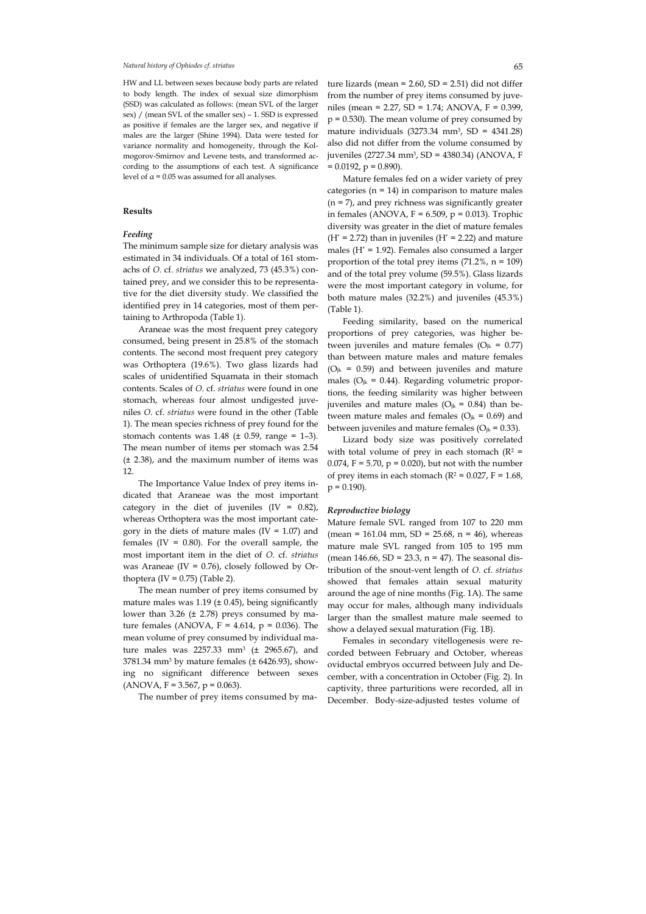HW and LL between sexes because body parts are related to body length. The index of sexual size dimorphism (SSD) was calculated as follows: (mean SVL of the larger sex) / (mean SVL of the smaller sex) – 1. SSD is expressed as positive if females are the larger sex, and negative if males are the larger (Shine 1994). Data were tested for variance normality and homogeneity, through the Kolmogorov-Smirnov and Levene tests, and transformed according to the assumptions of each test. A significance level of $\alpha = 0.05$ was assumed for all analyses.

## Results

### *Feeding*

The minimum sample size for dietary analysis was estimated in 34 individuals. Of a total of 161 stomachs of *O.* cf. *striatus* we analyzed, 73 (45.3%) contained prey, and we consider this to be representative for the diet diversity study. We classified the identified prey in 14 categories, most of them pertaining to Arthropoda (Table 1).

Araneae was the most frequent prey category consumed, being present in 25.8% of the stomach contents. The second most frequent prey category was Orthoptera (19.6%). Two glass lizards had scales of unidentified Squamata in their stomach contents. Scales of *O.* cf. *striatus* were found in one stomach, whereas four almost undigested juveniles *O.* cf. *striatus* were found in the other (Table 1). The mean species richness of prey found for the stomach contents was 1.48 (± 0.59, range = 1–3). The mean number of items per stomach was 2.54 (± 2.38), and the maximum number of items was 12.

The Importance Value Index of prey items indicated that Araneae was the most important category in the diet of juveniles (IV = 0.82), whereas Orthoptera was the most important category in the diets of mature males (IV = 1.07) and females (IV = 0.80). For the overall sample, the most important item in the diet of *O.* cf. *striatus* was Araneae (IV = 0.76), closely followed by Orthoptera (IV = 0.75) (Table 2).

The mean number of prey items consumed by mature males was 1.19 (± 0.45), being significantly lower than 3.26 (± 2.78) preys consumed by mature females (ANOVA, $F = 4.614$, $p = 0.036$). The mean volume of prey consumed by individual mature males was 2257.33 mm$^3$ (± 2965.67), and 3781.34 mm$^3$ by mature females (± 6426.93), showing no significant difference between sexes (ANOVA, $F = 3.567$, $p = 0.063$).

The number of prey items consumed by mature lizards (mean = 2.60, SD = 2.51) did not differ from the number of prey items consumed by juveniles (mean = 2.27, SD = 1.74; ANOVA, $F = 0.399$, $p = 0.530$). The mean volume of prey consumed by mature individuals (3273.34 mm$^3$, SD = 4341.28) also did not differ from the volume consumed by juveniles (2727.34 mm$^3$, SD = 4380.34) (ANOVA, $F = 0.0192$, $p = 0.890$).

Mature females fed on a wider variety of prey categories (n = 14) in comparison to mature males (n = 7), and prey richness was significantly greater in females (ANOVA, $F = 6.509$, $p = 0.013$). Trophic diversity was greater in the diet of mature females ($H' = 2.72$) than in juveniles ($H' = 2.22$) and mature males ($H' = 1.92$). Females also consumed a larger proportion of the total prey items (71.2%, n = 109) and of the total prey volume (59.5%). Glass lizards were the most important category in volume, for both mature males (32.2%) and juveniles (45.3%) (Table 1).

Feeding similarity, based on the numerical proportions of prey categories, was higher between juveniles and mature females ($O_{jk} = 0.77$) than between mature males and mature females ($O_{jk} = 0.59$) and between juveniles and mature males ($O_{jk} = 0.44$). Regarding volumetric proportions, the feeding similarity was higher between juveniles and mature males ($O_{jk} = 0.84$) than between mature males and females ($O_{jk} = 0.69$) and between juveniles and mature females ($O_{jk} = 0.33$).

Lizard body size was positively correlated with total volume of prey in each stomach ($R^2 = 0.074$, $F = 5.70$, $p = 0.020$), but not with the number of prey items in each stomach ($R^2 = 0.027$, $F = 1.68$, $p = 0.190$).

### *Reproductive biology*

Mature female SVL ranged from 107 to 220 mm (mean = 161.04 mm, SD = 25.68, n = 46), whereas mature male SVL ranged from 105 to 195 mm (mean 146.66, SD = 23.3, n = 47). The seasonal distribution of the snout-vent length of *O.* cf. *striatus* showed that females attain sexual maturity around the age of nine months (Fig. 1A). The same may occur for males, although many individuals larger than the smallest mature male seemed to show a delayed sexual maturation (Fig. 1B).

Females in secondary vitellogenesis were recorded between February and October, whereas oviductal embryos occurred between July and December, with a concentration in October (Fig. 2). In captivity, three parturitions were recorded, all in December. Body-size-adjusted testes volume of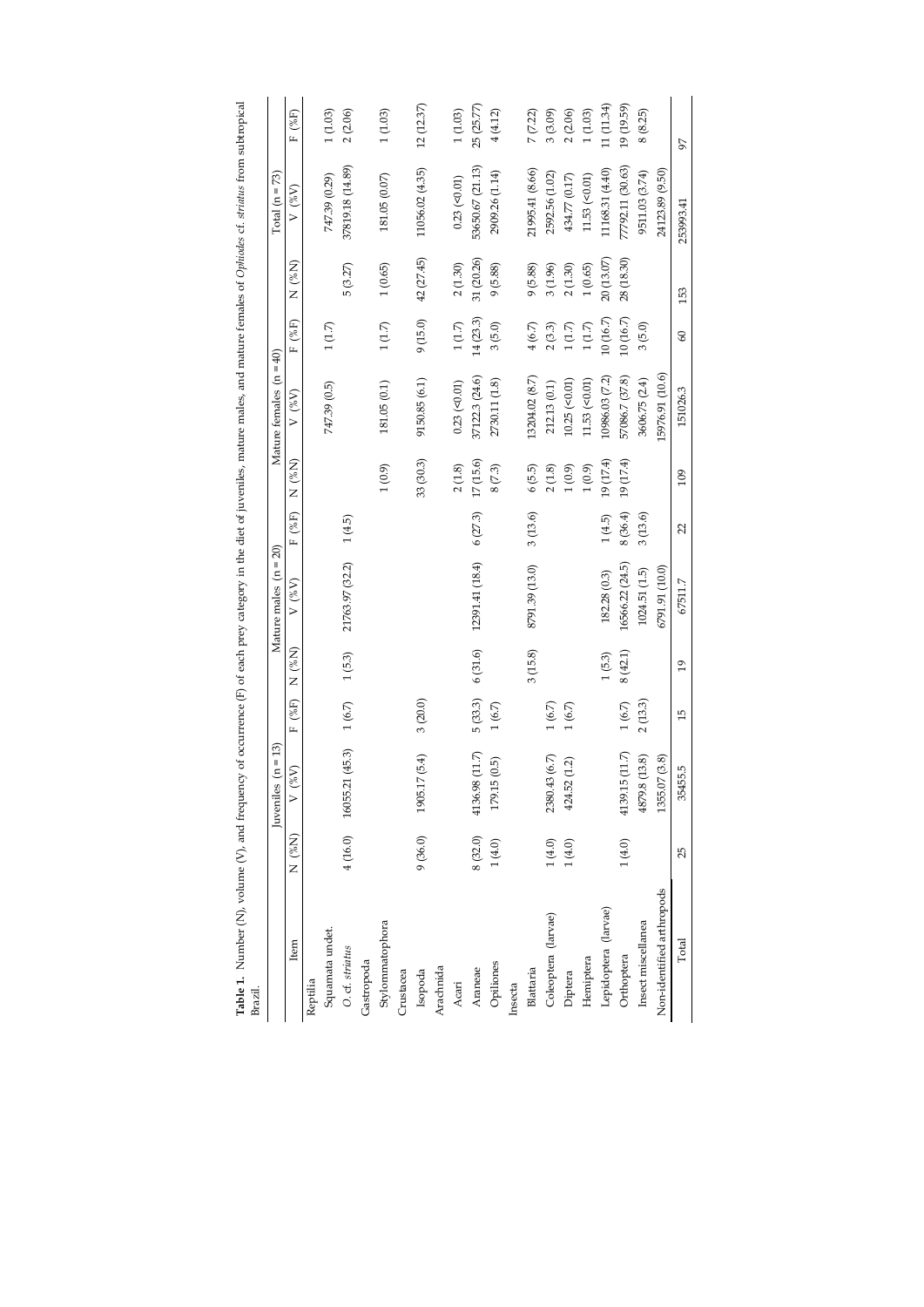**Table 1.** Number (N), volume (V), and frequency of occurrence (F) of each prey category in the diet of juveniles, mature males, and mature females of *Ophiodes* cf. *striatus* from subtropical Brazil.

| Item | Juveniles (n = 13) | | | Mature males (n = 20) | | | Mature females (n = 40) | | | Total (n = 73) | | |
|---|---|---|---|---|---|---|---|---|---|---|---|---|
| | N (%N) | V (%V) | F (%F) | N (%N) | V (%V) | F (%F) | N (%N) | V (%V) | F (%F) | N (%N) | V (%V) | F (%F) |
| Reptilia | | | | | | | | | | | | |
| Squamata undet. | | | | | | | | 747.39 (0.5) | 1 (1.7) | | 747.39 (0.29) | 1 (1.03) |
| *O.* cf. *striatus* | 4 (16.0) | 16055.21 (45.3) | 1 (6.7) | 1 (5.3) | 21763.97 (32.2) | 1 (4.5) | | | | 5 (3.27) | 37819.18 (14.89) | 2 (2.06) |
| Gastropoda | | | | | | | | | | | | |
| Stylommatophora | | | | | | | 1 (0.9) | 181.05 (0.1) | 1 (1.7) | 1 (0.65) | 181.05 (0.07) | 1 (1.03) |
| Crustacea | | | | | | | | | | | | |
| Isopoda | 9 (36.0) | 1905.17 (5.4) | 3 (20.0) | | | | 33 (30.3) | 9150.85 (6.1) | 9 (15.0) | 42 (27.45) | 11056.02 (4.35) | 12 (12.37) |
| Arachnida | | | | | | | | | | | | |
| Acari | | | | | | | 2 (1.8) | 0.23 (<0.01) | 1 (1.7) | 2 (1.30) | 0.23 (<0.01) | 1 (1.03) |
| Araneae | 8 (32.0) | 4136.98 (11.7) | 5 (33.3) | 6 (31.6) | 12391.41 (18.4) | 6 (27.3) | 17 (15.6) | 37122.3 (24.6) | 14 (23.3) | 31 (20.26) | 53650.67 (21.13) | 25 (25.77) |
| Opiliones | 1 (4.0) | 179.15 (0.5) | 1 (6.7) | | | | 8 (7.3) | 2730.11 (1.8) | 3 (5.0) | 9 (5.88) | 2909.26 (1.14) | 4 (4.12) |
| Insecta | | | | | | | | | | | | |
| Blattaria | | | | 3 (15.8) | 8791.39 (13.0) | 3 (13.6) | 6 (5.5) | 13204.02 (8.7) | 4 (6.7) | 9 (5.88) | 21995.41 (8.66) | 7 (7.22) |
| Coleoptera (larvae) | 1 (4.0) | 2380.43 (6.7) | 1 (6.7) | | | | 2 (1.8) | 212.13 (0.1) | 2 (3.3) | 3 (1.96) | 2592.56 (1.02) | 3 (3.09) |
| Diptera | 1 (4.0) | 424.52 (1.2) | 1 (6.7) | | | | 1 (0.9) | 10.25 (<0.01) | 1 (1.7) | 2 (1.30) | 434.77 (0.17) | 2 (2.06) |
| Hemiptera | | | | | | | 1 (0.9) | 11.53 (<0.01) | 1 (1.7) | 1 (0.65) | 11.53 (<0.01) | 1 (1.03) |
| Lepidoptera (larvae) | | | | 1 (5.3) | 182.28 (0.3) | 1 (4.5) | 19 (17.4) | 10986.03 (7.2) | 10 (16.7) | 20 (13.07) | 11168.31 (4.40) | 11 (11.34) |
| Orthoptera | 1 (4.0) | 4139.15 (11.7) | 1 (6.7) | 8 (42.1) | 16566.22 (24.5) | 8 (36.4) | 19 (17.4) | 57086.7 (37.8) | 10 (16.7) | 28 (18.30) | 77792.11 (30.63) | 19 (19.59) |
| Insect miscellanea | | 4879.8 (13.8) | 2 (13.3) | | 1024.51 (1.5) | 3 (13.6) | | 3606.75 (2.4) | 3 (5.0) | | 9511.03 (3.74) | 8 (8.25) |
| Non-identified arthropods | | 1355.07 (3.8) | | | 6791.91 (10.0) | | | 15976.91 (10.6) | | | 24123.89 (9.50) | |
| Total | 25 | 35455.5 | 15 | 19 | 67511.7 | 22 | 109 | 151026.3 | 60 | 153 | 253993.41 | 97 |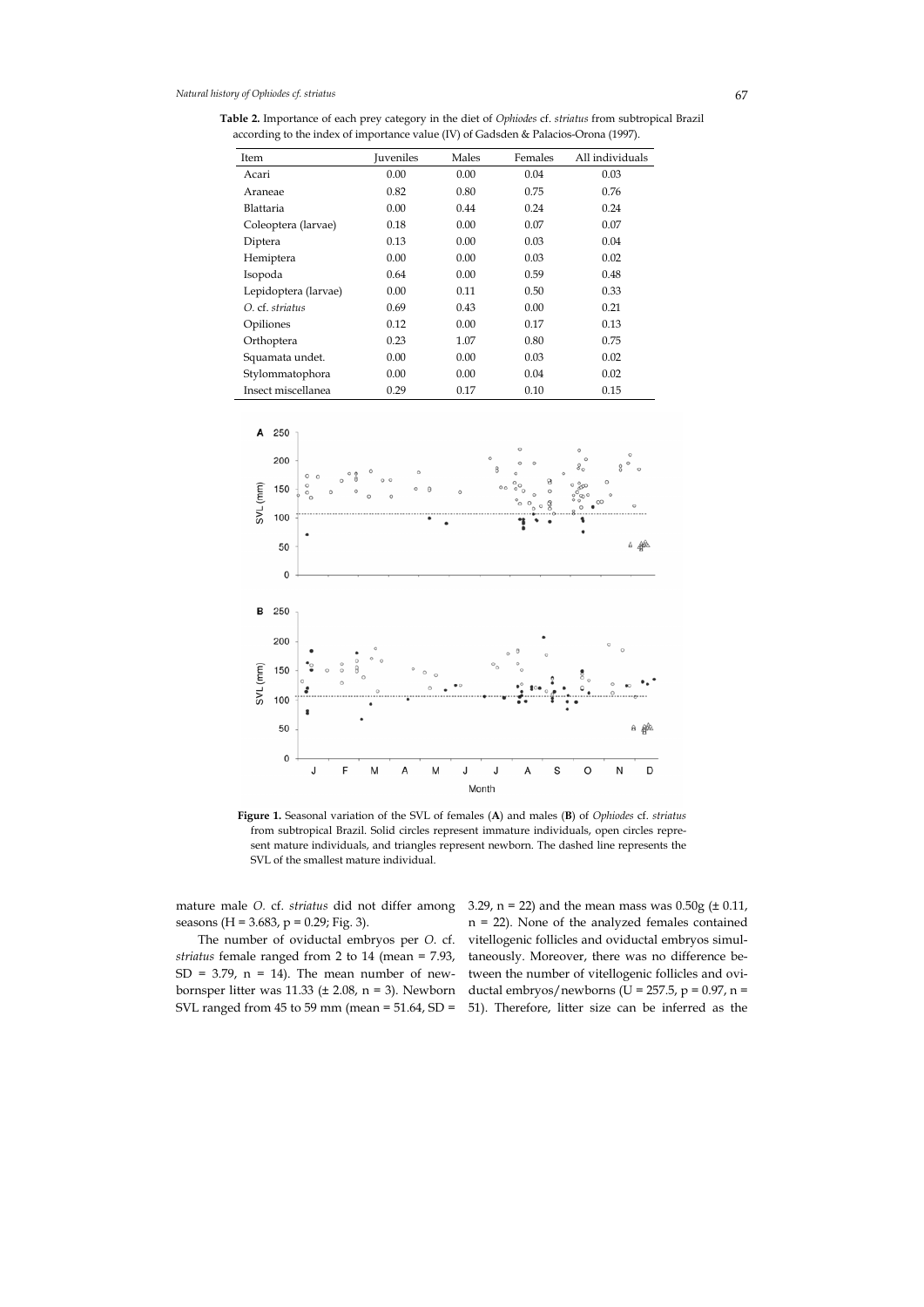**Table 2.** Importance of each prey category in the diet of *Ophiodes* cf. *striatus* from subtropical Brazil according to the index of importance value (IV) of Gadsden & Palacios-Orona (1997).

| Item | Juveniles | Males | Females | All individuals |
|---|---|---|---|---|
| Acari | 0.00 | 0.00 | 0.04 | 0.03 |
| Araneae | 0.82 | 0.80 | 0.75 | 0.76 |
| Blattaria | 0.00 | 0.44 | 0.24 | 0.24 |
| Coleoptera (larvae) | 0.18 | 0.00 | 0.07 | 0.07 |
| Diptera | 0.13 | 0.00 | 0.03 | 0.04 |
| Hemiptera | 0.00 | 0.00 | 0.03 | 0.02 |
| Isopoda | 0.64 | 0.00 | 0.59 | 0.48 |
| Lepidoptera (larvae) | 0.00 | 0.11 | 0.50 | 0.33 |
| *O.* cf. *striatus* | 0.69 | 0.43 | 0.00 | 0.21 |
| Opiliones | 0.12 | 0.00 | 0.17 | 0.13 |
| Orthoptera | 0.23 | 1.07 | 0.80 | 0.75 |
| Squamata undet. | 0.00 | 0.00 | 0.03 | 0.02 |
| Stylommatophora | 0.00 | 0.00 | 0.04 | 0.02 |
| Insect miscellanea | 0.29 | 0.17 | 0.10 | 0.15 |

**Figure 1.** Seasonal variation of the SVL of females (**A**) and males (**B**) of *Ophiodes* cf. *striatus* from subtropical Brazil. Solid circles represent immature individuals, open circles represent mature individuals, and triangles represent newborn. The dashed line represents the SVL of the smallest mature individual.

mature male *O.* cf. *striatus* did not differ among seasons ($H = 3.683$, $p = 0.29$; Fig. 3).

The number of oviductal embryos per *O.* cf. *striatus* female ranged from 2 to 14 (mean = 7.93, SD = 3.79, n = 14). The mean number of newbornsper litter was 11.33 (± 2.08, n = 3). Newborn SVL ranged from 45 to 59 mm (mean = 51.64, SD = 3.29, n = 22) and the mean mass was 0.50g (± 0.11, n = 22). None of the analyzed females contained vitellogenic follicles and oviductal embryos simultaneously. Moreover, there was no difference between the number of vitellogenic follicles and oviductal embryos/newborns ($U = 257.5$, $p = 0.97$, $n = 51$). Therefore, litter size can be inferred as the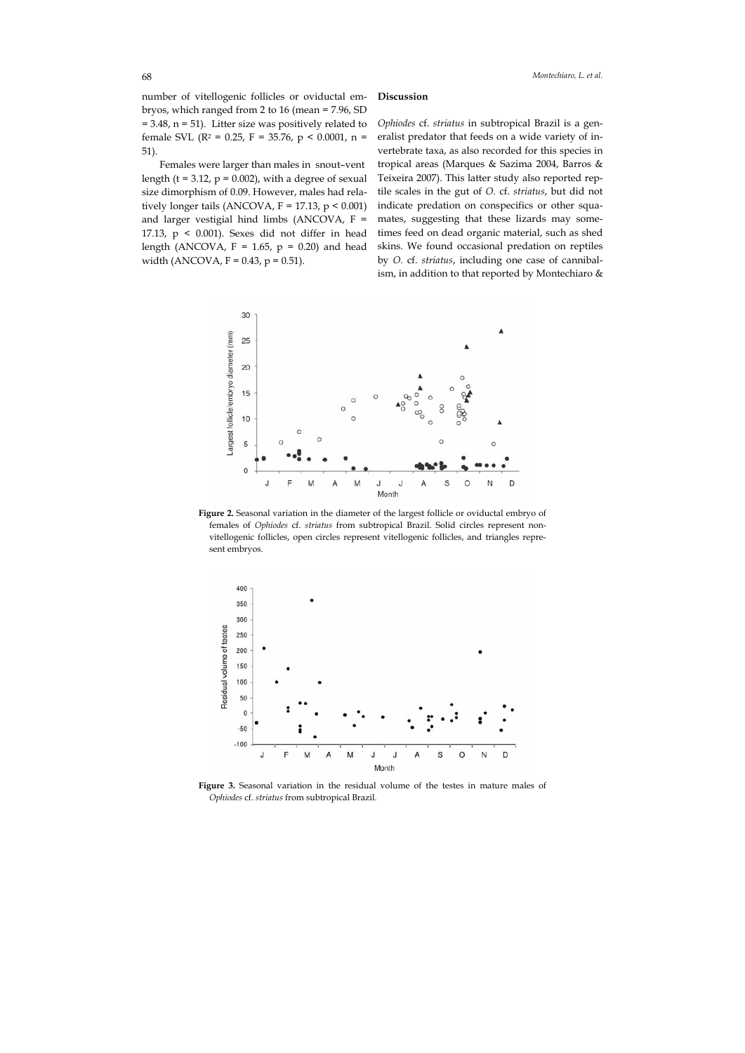number of vitellogenic follicles or oviductal embryos, which ranged from 2 to 16 (mean = 7.96, SD = 3.48, n = 51). Litter size was positively related to female SVL ($R^2 = 0.25$, $F = 35.76$, $p < 0.0001$, n = 51).

Females were larger than males in snout–vent length ($t = 3.12$, $p = 0.002$), with a degree of sexual size dimorphism of 0.09. However, males had relatively longer tails (ANCOVA, $F = 17.13$, $p < 0.001$) and larger vestigial hind limbs (ANCOVA, $F = 17.13$, $p < 0.001$). Sexes did not differ in head length (ANCOVA, $F = 1.65$, $p = 0.20$) and head width (ANCOVA, $F = 0.43$, $p = 0.51$).

## Discussion

*Ophiodes* cf. *striatus* in subtropical Brazil is a generalist predator that feeds on a wide variety of invertebrate taxa, as also recorded for this species in tropical areas (Marques & Sazima 2004, Barros & Teixeira 2007). This latter study also reported reptile scales in the gut of *O.* cf. *striatus*, but did not indicate predation on conspecifics or other squamates, suggesting that these lizards may sometimes feed on dead organic material, such as shed skins. We found occasional predation on reptiles by *O.* cf. *striatus*, including one case of cannibalism, in addition to that reported by Montechiaro &

**Figure 2.** Seasonal variation in the diameter of the largest follicle or oviductal embryo of females of *Ophiodes* cf. *striatus* from subtropical Brazil. Solid circles represent non-vitellogenic follicles, open circles represent vitellogenic follicles, and triangles represent embryos.

**Figure 3.** Seasonal variation in the residual volume of the testes in mature males of *Ophiodes* cf. *striatus* from subtropical Brazil.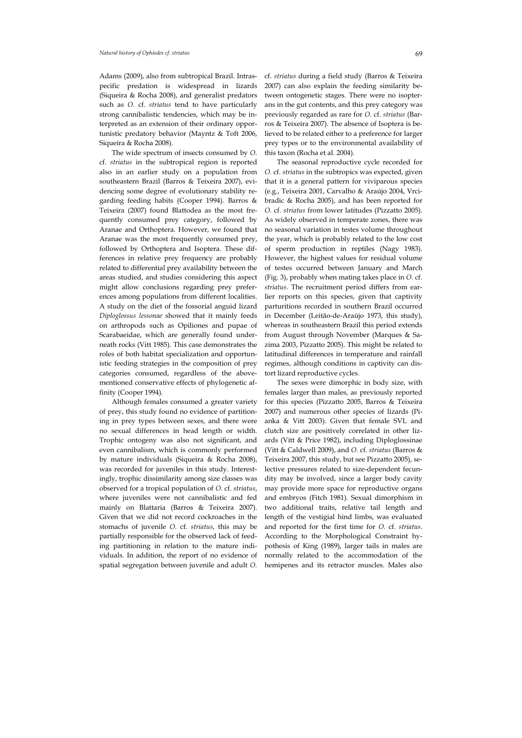Adams (2009), also from subtropical Brazil. Intraspecific predation is widespread in lizards (Siqueira & Rocha 2008), and generalist predators such as *O.* cf. *striatus* tend to have particularly strong cannibalistic tendencies, which may be interpreted as an extension of their ordinary opportunistic predatory behavior (Mayntz & Toft 2006, Siqueira & Rocha 2008).

The wide spectrum of insects consumed by *O.* cf. *striatus* in the subtropical region is reported also in an earlier study on a population from southeastern Brazil (Barros & Teixeira 2007), evidencing some degree of evolutionary stability regarding feeding habits (Cooper 1994). Barros & Teixeira (2007) found Blattodea as the most frequently consumed prey category, followed by Aranae and Orthoptera. However, we found that Aranae was the most frequently consumed prey, followed by Orthoptera and Isoptera. These differences in relative prey frequency are probably related to differential prey availability between the areas studied, and studies considering this aspect might allow conclusions regarding prey preferences among populations from different localities. A study on the diet of the fossorial anguid lizard *Diploglossus lessonae* showed that it mainly feeds on arthropods such as Opiliones and pupae of Scarabaeidae, which are generally found underneath rocks (Vitt 1985). This case demonstrates the roles of both habitat specialization and opportunistic feeding strategies in the composition of prey categories consumed, regardless of the abovementioned conservative effects of phylogenetic affinity (Cooper 1994).

Although females consumed a greater variety of prey, this study found no evidence of partitioning in prey types between sexes, and there were no sexual differences in head length or width. Trophic ontogeny was also not significant, and even cannibalism, which is commonly performed by mature individuals (Siqueira & Rocha 2008), was recorded for juveniles in this study. Interestingly, trophic dissimilarity among size classes was observed for a tropical population of *O.* cf. *striatus*, where juveniles were not cannibalistic and fed mainly on Blattaria (Barros & Teixeira 2007). Given that we did not record cockroaches in the stomachs of juvenile *O.* cf. *striatus*, this may be partially responsible for the observed lack of feeding partitioning in relation to the mature individuals. In addition, the report of no evidence of spatial segregation between juvenile and adult *O.* cf. *striatus* during a field study (Barros & Teixeira 2007) can also explain the feeding similarity between ontogenetic stages. There were no isopterans in the gut contents, and this prey category was previously regarded as rare for *O.* cf. *striatus* (Barros & Teixeira 2007). The absence of Isoptera is believed to be related either to a preference for larger prey types or to the environmental availability of this taxon (Rocha et al. 2004).

The seasonal reproductive cycle recorded for *O.* cf. *striatus* in the subtropics was expected, given that it is a general pattern for viviparous species (e.g., Teixeira 2001, Carvalho & Araújo 2004, Vrcibradic & Rocha 2005), and has been reported for *O.* cf. *striatus* from lower latitudes (Pizzatto 2005). As widely observed in temperate zones, there was no seasonal variation in testes volume throughout the year, which is probably related to the low cost of sperm production in reptiles (Nagy 1983). However, the highest values for residual volume of testes occurred between January and March (Fig. 3), probably when mating takes place in *O.* cf. *striatus*. The recruitment period differs from earlier reports on this species, given that captivity parturitions recorded in southern Brazil occurred in December (Leitão-de-Araújo 1973, this study), whereas in southeastern Brazil this period extends from August through November (Marques & Sazima 2003, Pizzatto 2005). This might be related to latitudinal differences in temperature and rainfall regimes, although conditions in captivity can distort lizard reproductive cycles.

The sexes were dimorphic in body size, with females larger than males, as previously reported for this species (Pizzatto 2005, Barros & Teixeira 2007) and numerous other species of lizards (Pianka & Vitt 2003). Given that female SVL and clutch size are positively correlated in other lizards (Vitt & Price 1982), including Diploglossinae (Vitt & Caldwell 2009), and *O.* cf. *striatus* (Barros & Teixeira 2007, this study, but see Pizzatto 2005), selective pressures related to size-dependent fecundity may be involved, since a larger body cavity may provide more space for reproductive organs and embryos (Fitch 1981). Sexual dimorphism in two additional traits, relative tail length and length of the vestigial hind limbs, was evaluated and reported for the first time for *O.* cf. *striatus*. According to the Morphological Constraint hypothesis of King (1989), larger tails in males are normally related to the accommodation of the hemipenes and its retractor muscles. Males also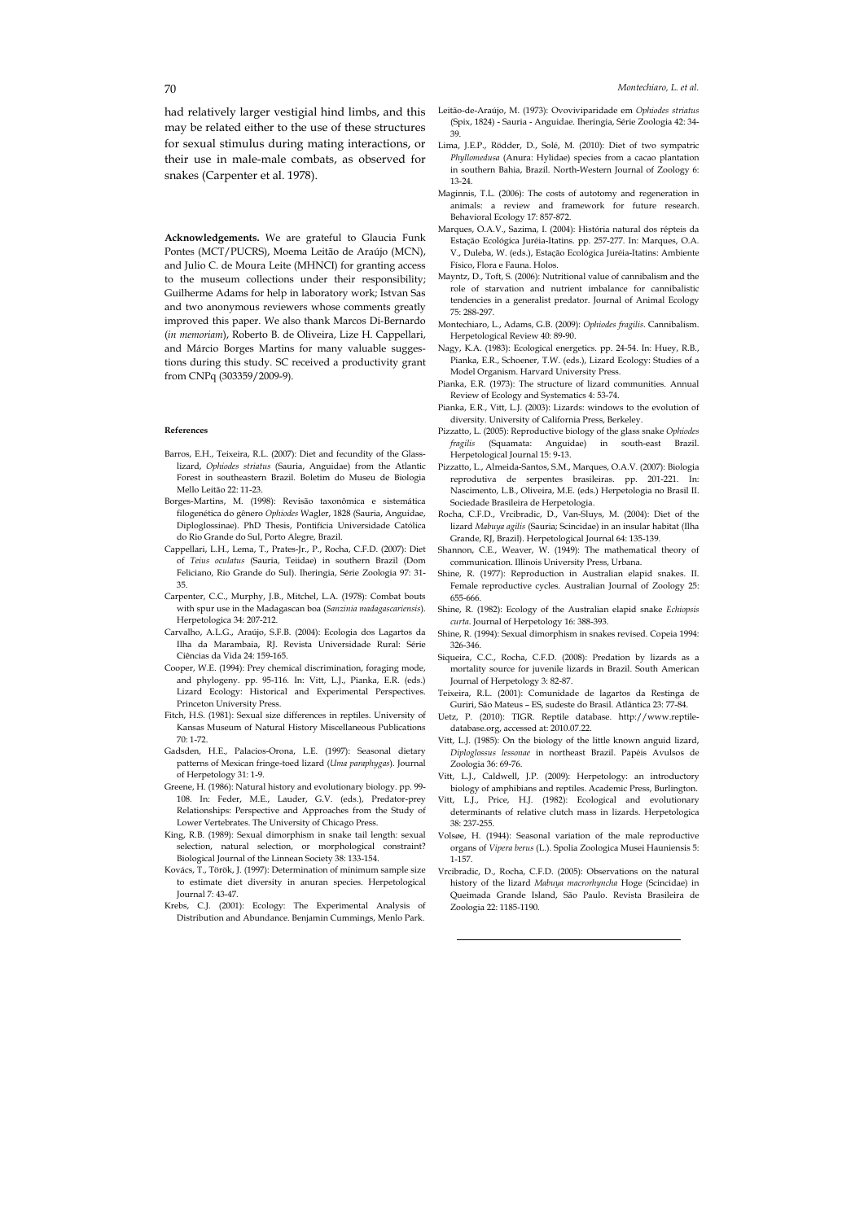had relatively larger vestigial hind limbs, and this may be related either to the use of these structures for sexual stimulus during mating interactions, or their use in male-male combats, as observed for snakes (Carpenter et al. 1978).

**Acknowledgements.** We are grateful to Glaucia Funk Pontes (MCT/PUCRS), Moema Leitão de Araújo (MCN), and Julio C. de Moura Leite (MHNCI) for granting access to the museum collections under their responsibility; Guilherme Adams for help in laboratory work; Istvan Sas and two anonymous reviewers whose comments greatly improved this paper. We also thank Marcos Di-Bernardo (*in memoriam*), Roberto B. de Oliveira, Lize H. Cappellari, and Márcio Borges Martins for many valuable suggestions during this study. SC received a productivity grant from CNPq (303359/2009-9).

#### References

- Barros, E.H., Teixeira, R.L. (2007): Diet and fecundity of the Glass-lizard, *Ophiodes striatus* (Sauria, Anguidae) from the Atlantic Forest in southeastern Brazil. Boletim do Museu de Biologia Mello Leitão 22: 11-23.
- Borges-Martins, M. (1998): Revisão taxonômica e sistemática filogenética do gênero *Ophiodes* Wagler, 1828 (Sauria, Anguidae, Diploglossinae). PhD Thesis, Pontifícia Universidade Católica do Rio Grande do Sul, Porto Alegre, Brazil.
- Cappellari, L.H., Lema, T., Prates-Jr., P., Rocha, C.F.D. (2007): Diet of *Teius oculatus* (Sauria, Teiidae) in southern Brazil (Dom Feliciano, Rio Grande do Sul). Iheringia, Série Zoologia 97: 31-35.
- Carpenter, C.C., Murphy, J.B., Mitchel, L.A. (1978): Combat bouts with spur use in the Madagascan boa (*Sanzinia madagascariensis*). Herpetologica 34: 207-212.
- Carvalho, A.L.G., Araújo, S.F.B. (2004): Ecologia dos Lagartos da Ilha da Marambaia, RJ. Revista Universidade Rural: Série Ciências da Vida 24: 159-165.
- Cooper, W.E. (1994): Prey chemical discrimination, foraging mode, and phylogeny. pp. 95-116. In: Vitt, L.J., Pianka, E.R. (eds.) Lizard Ecology: Historical and Experimental Perspectives. Princeton University Press.
- Fitch, H.S. (1981): Sexual size differences in reptiles. University of Kansas Museum of Natural History Miscellaneous Publications 70: 1-72.
- Gadsden, H.E., Palacios-Orona, L.E. (1997): Seasonal dietary patterns of Mexican fringe-toed lizard (*Uma paraphygas*). Journal of Herpetology 31: 1-9.
- Greene, H. (1986): Natural history and evolutionary biology. pp. 99-108. In: Feder, M.E., Lauder, G.V. (eds.), Predator-prey Relationships: Perspective and Approaches from the Study of Lower Vertebrates. The University of Chicago Press.
- King, R.B. (1989): Sexual dimorphism in snake tail length: sexual selection, natural selection, or morphological constraint? Biological Journal of the Linnean Society 38: 133-154.
- Kovács, T., Török, J. (1997): Determination of minimum sample size to estimate diet diversity in anuran species. Herpetological Journal 7: 43-47.
- Krebs, C.J. (2001): Ecology: The Experimental Analysis of Distribution and Abundance. Benjamin Cummings, Menlo Park.
- Leitão-de-Araújo, M. (1973): Ovoviviparidade em *Ophiodes striatus* (Spix, 1824) - Sauria - Anguidae. Iheringia, Série Zoologia 42: 34-39.
- Lima, J.E.P., Rödder, D., Solé, M. (2010): Diet of two sympatric *Phyllomedusa* (Anura: Hylidae) species from a cacao plantation in southern Bahia, Brazil. North-Western Journal of Zoology 6: 13-24.
- Maginnis, T.L. (2006): The costs of autotomy and regeneration in animals: a review and framework for future research. Behavioral Ecology 17: 857-872.
- Marques, O.A.V., Sazima, I. (2004): História natural dos répteis da Estação Ecológica Juréia-Itatins. pp. 257-277. In: Marques, O.A. V., Duleba, W. (eds.), Estação Ecológica Juréia-Itatins: Ambiente Físico, Flora e Fauna. Holos.
- Mayntz, D., Toft, S. (2006): Nutritional value of cannibalism and the role of starvation and nutrient imbalance for cannibalistic tendencies in a generalist predator. Journal of Animal Ecology 75: 288-297.
- Montechiaro, L., Adams, G.B. (2009): *Ophiodes fragilis*. Cannibalism. Herpetological Review 40: 89-90.
- Nagy, K.A. (1983): Ecological energetics. pp. 24-54. In: Huey, R.B., Pianka, E.R., Schoener, T.W. (eds.), Lizard Ecology: Studies of a Model Organism. Harvard University Press.
- Pianka, E.R. (1973): The structure of lizard communities. Annual Review of Ecology and Systematics 4: 53-74.
- Pianka, E.R., Vitt, L.J. (2003): Lizards: windows to the evolution of diversity. University of California Press, Berkeley.
- Pizzatto, L. (2005): Reproductive biology of the glass snake *Ophiodes fragilis* (Squamata: Anguidae) in south-east Brazil. Herpetological Journal 15: 9-13.
- Pizzatto, L., Almeida-Santos, S.M., Marques, O.A.V. (2007): Biologia reprodutiva de serpentes brasileiras. pp. 201-221. In: Nascimento, L.B., Oliveira, M.E. (eds.) Herpetologia no Brasil II. Sociedade Brasileira de Herpetologia.
- Rocha, C.F.D., Vrcibradic, D., Van-Sluys, M. (2004): Diet of the lizard *Mabuya agilis* (Sauria; Scincidae) in an insular habitat (Ilha Grande, RJ, Brazil). Herpetological Journal 64: 135-139.
- Shannon, C.E., Weaver, W. (1949): The mathematical theory of communication. Illinois University Press, Urbana.
- Shine, R. (1977): Reproduction in Australian elapid snakes. II. Female reproductive cycles. Australian Journal of Zoology 25: 655-666.
- Shine, R. (1982): Ecology of the Australian elapid snake *Echiopsis curta*. Journal of Herpetology 16: 388-393.
- Shine, R. (1994): Sexual dimorphism in snakes revised. Copeia 1994: 326-346.
- Siqueira, C.C., Rocha, C.F.D. (2008): Predation by lizards as a mortality source for juvenile lizards in Brazil. South American Journal of Herpetology 3: 82-87.
- Teixeira, R.L. (2001): Comunidade de lagartos da Restinga de Guriri, São Mateus – ES, sudeste do Brasil. Atlântica 23: 77-84.
- Uetz, P. (2010): TIGR. Reptile database. http://www.reptile-database.org, accessed at: 2010.07.22.
- Vitt, L.J. (1985): On the biology of the little known anguid lizard, *Diploglossus lessonae* in northeast Brazil. Papéis Avulsos de Zoologia 36: 69-76.
- Vitt, L.J., Caldwell, J.P. (2009): Herpetology: an introductory biology of amphibians and reptiles. Academic Press, Burlington.
- Vitt, L.J., Price, H.J. (1982): Ecological and evolutionary determinants of relative clutch mass in lizards. Herpetologica 38: 237-255.
- Volsøe, H. (1944): Seasonal variation of the male reproductive organs of *Vipera berus* (L.). Spolia Zoologica Musei Hauniensis 5: 1-157.
- Vrcibradic, D., Rocha, C.F.D. (2005): Observations on the natural history of the lizard *Mabuya macrorhyncha* Hoge (Scincidae) in Queimada Grande Island, São Paulo. Revista Brasileira de Zoologia 22: 1185-1190.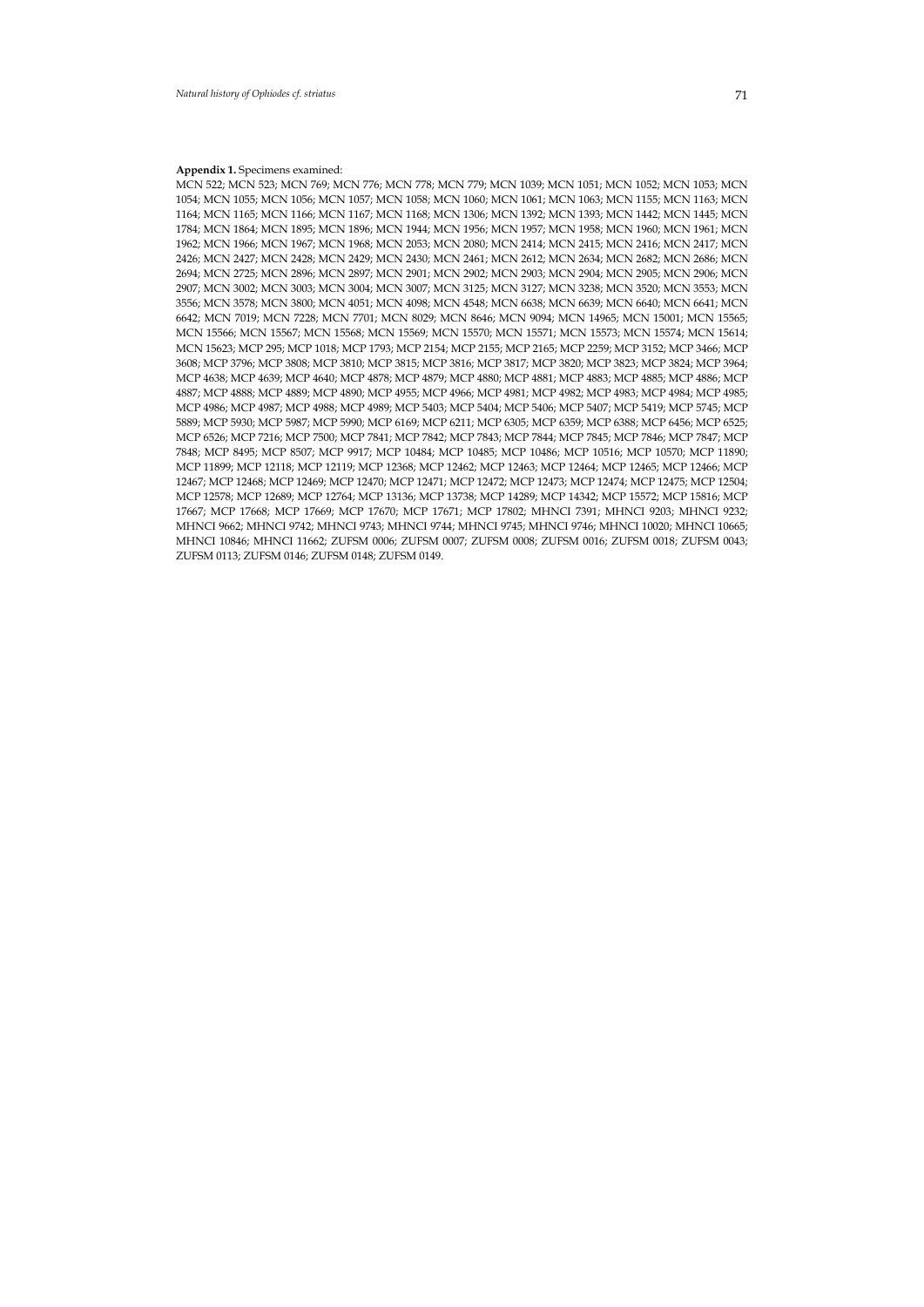**Appendix 1.** Specimens examined:

MCN 522; MCN 523; MCN 769; MCN 776; MCN 778; MCN 779; MCN 1039; MCN 1051; MCN 1052; MCN 1053; MCN 1054; MCN 1055; MCN 1056; MCN 1057; MCN 1058; MCN 1060; MCN 1061; MCN 1063; MCN 1155; MCN 1163; MCN 1164; MCN 1165; MCN 1166; MCN 1167; MCN 1168; MCN 1306; MCN 1392; MCN 1393; MCN 1442; MCN 1445; MCN 1784; MCN 1864; MCN 1895; MCN 1896; MCN 1944; MCN 1956; MCN 1957; MCN 1958; MCN 1960; MCN 1961; MCN 1962; MCN 1966; MCN 1967; MCN 1968; MCN 2053; MCN 2080; MCN 2414; MCN 2415; MCN 2416; MCN 2417; MCN 2426; MCN 2427; MCN 2428; MCN 2429; MCN 2430; MCN 2461; MCN 2612; MCN 2634; MCN 2682; MCN 2686; MCN 2694; MCN 2725; MCN 2896; MCN 2897; MCN 2901; MCN 2902; MCN 2903; MCN 2904; MCN 2905; MCN 2906; MCN 2907; MCN 3002; MCN 3003; MCN 3004; MCN 3007; MCN 3125; MCN 3127; MCN 3238; MCN 3520; MCN 3553; MCN 3556; MCN 3578; MCN 3800; MCN 4051; MCN 4098; MCN 4548; MCN 6638; MCN 6639; MCN 6640; MCN 6641; MCN 6642; MCN 7019; MCN 7228; MCN 7701; MCN 8029; MCN 8646; MCN 9094; MCN 14965; MCN 15001; MCN 15565; MCN 15566; MCN 15567; MCN 15568; MCN 15569; MCN 15570; MCN 15571; MCN 15573; MCN 15574; MCN 15614; MCN 15623; MCP 295; MCP 1018; MCP 1793; MCP 2154; MCP 2155; MCP 2165; MCP 2259; MCP 3152; MCP 3466; MCP 3608; MCP 3796; MCP 3808; MCP 3810; MCP 3815; MCP 3816; MCP 3817; MCP 3820; MCP 3823; MCP 3824; MCP 3964; MCP 4638; MCP 4639; MCP 4640; MCP 4878; MCP 4879; MCP 4880; MCP 4881; MCP 4883; MCP 4885; MCP 4886; MCP 4887; MCP 4888; MCP 4889; MCP 4890; MCP 4955; MCP 4966; MCP 4981; MCP 4982; MCP 4983; MCP 4984; MCP 4985; MCP 4986; MCP 4987; MCP 4988; MCP 4989; MCP 5403; MCP 5404; MCP 5406; MCP 5407; MCP 5419; MCP 5745; MCP 5889; MCP 5930; MCP 5987; MCP 5990; MCP 6169; MCP 6211; MCP 6305; MCP 6359; MCP 6388; MCP 6456; MCP 6525; MCP 6526; MCP 7216; MCP 7500; MCP 7841; MCP 7842; MCP 7843; MCP 7844; MCP 7845; MCP 7846; MCP 7847; MCP 7848; MCP 8495; MCP 8507; MCP 9917; MCP 10484; MCP 10485; MCP 10486; MCP 10516; MCP 10570; MCP 11890; MCP 11899; MCP 12118; MCP 12119; MCP 12368; MCP 12462; MCP 12463; MCP 12464; MCP 12465; MCP 12466; MCP 12467; MCP 12468; MCP 12469; MCP 12470; MCP 12471; MCP 12472; MCP 12473; MCP 12474; MCP 12475; MCP 12504; MCP 12578; MCP 12689; MCP 12764; MCP 13136; MCP 13738; MCP 14289; MCP 14342; MCP 15572; MCP 15816; MCP 17667; MCP 17668; MCP 17669; MCP 17670; MCP 17671; MCP 17802; MHNCI 7391; MHNCI 9203; MHNCI 9232; MHNCI 9662; MHNCI 9742; MHNCI 9743; MHNCI 9744; MHNCI 9745; MHNCI 9746; MHNCI 10020; MHNCI 10665; MHNCI 10846; MHNCI 11662; ZUFSM 0006; ZUFSM 0007; ZUFSM 0008; ZUFSM 0016; ZUFSM 0018; ZUFSM 0043; ZUFSM 0113; ZUFSM 0146; ZUFSM 0148; ZUFSM 0149.